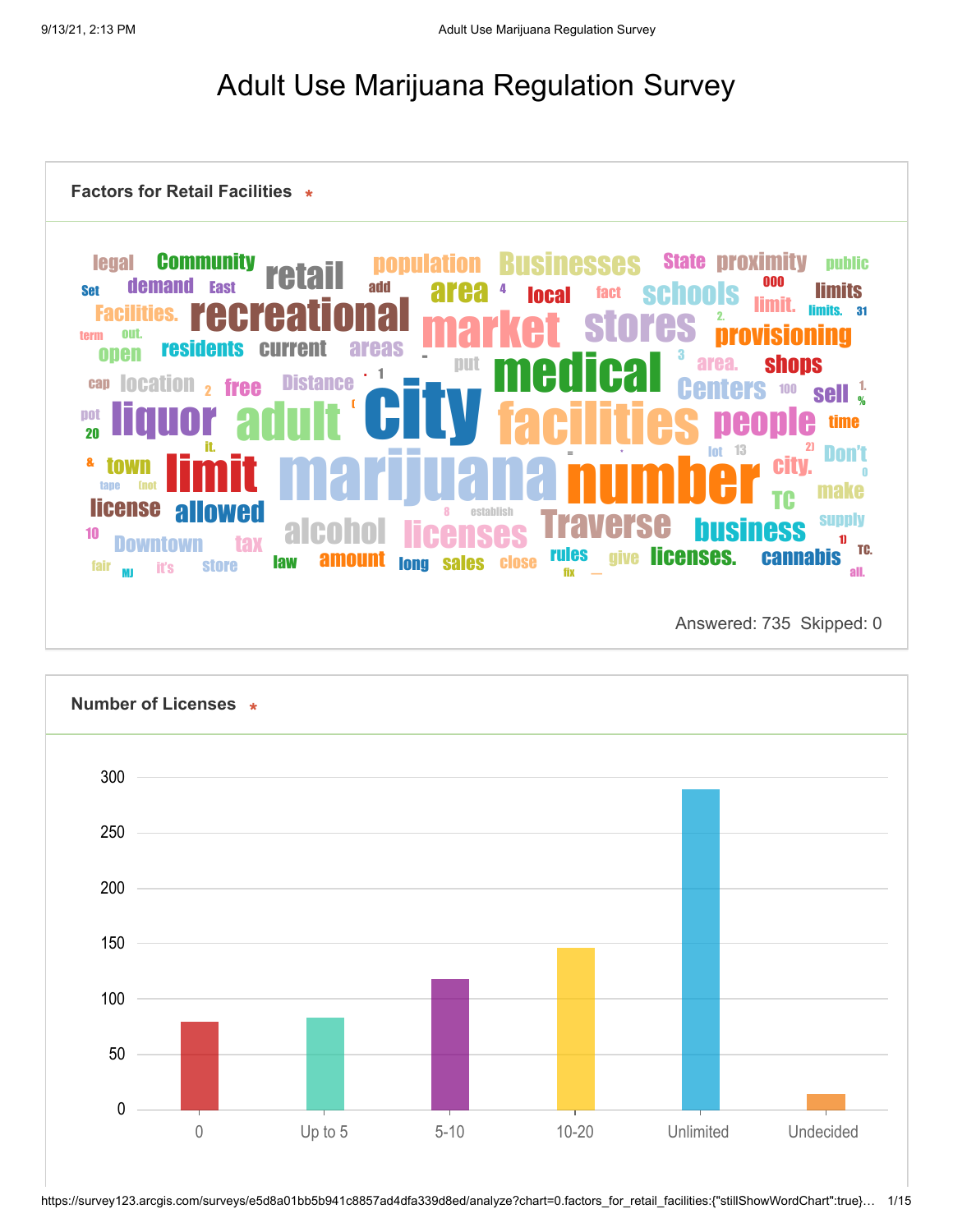# Adult Use Marijuana Regulation Survey

## Factors for Retail Facilities *

legal Community retail population Businesses State proximity public Set demand East add area 4 local fact schools 000 limits Facilities. recreational market stores limit. limits. 31 term out. 2. provisioning open residents current areas - put 3 area. shops cap location 2 free Distance . 1 medical Centers 100 sell 1. pot liquor adult city facilities people % 20 it. ( time & town limit marijuana number lot 13 2) Don't tape (not = city. 0 license allowed 8 establish Traverse TC make 10 alcohol licenses business supply Downtown tax 1) TC. fair it's store law amount long sales close rules give licenses. cannabis MJ fix all.

Answered: 735 Skipped: 0

## Number of Licenses *

| Response | Count (approx.) |
|---|---|
| 0 | ~80 |
| Up to 5 | ~83 |
| 5-10 | ~118 |
| 10-20 | ~146 |
| Unlimited | ~289 |
| Undecided | ~15 |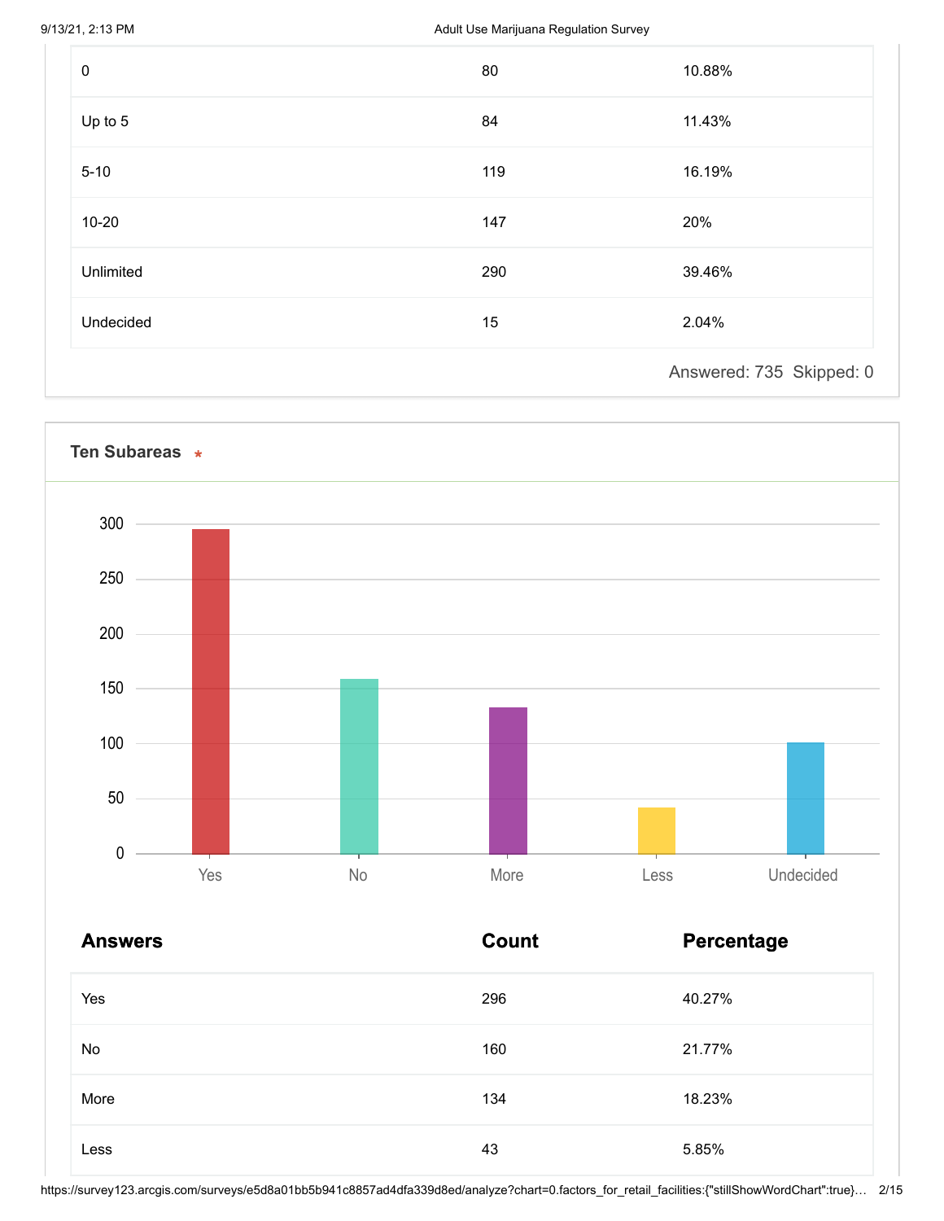| | | |
|---|---|---|
| 0 | 80 | 10.88% |
| Up to 5 | 84 | 11.43% |
| 5-10 | 119 | 16.19% |
| 10-20 | 147 | 20% |
| Unlimited | 290 | 39.46% |
| Undecided | 15 | 2.04% |

Answered: 735 Skipped: 0

## Ten Subareas *

| Answers | Count | Percentage |
|---|---|---|
| Yes | 296 | 40.27% |
| No | 160 | 21.77% |
| More | 134 | 18.23% |
| Less | 43 | 5.85% |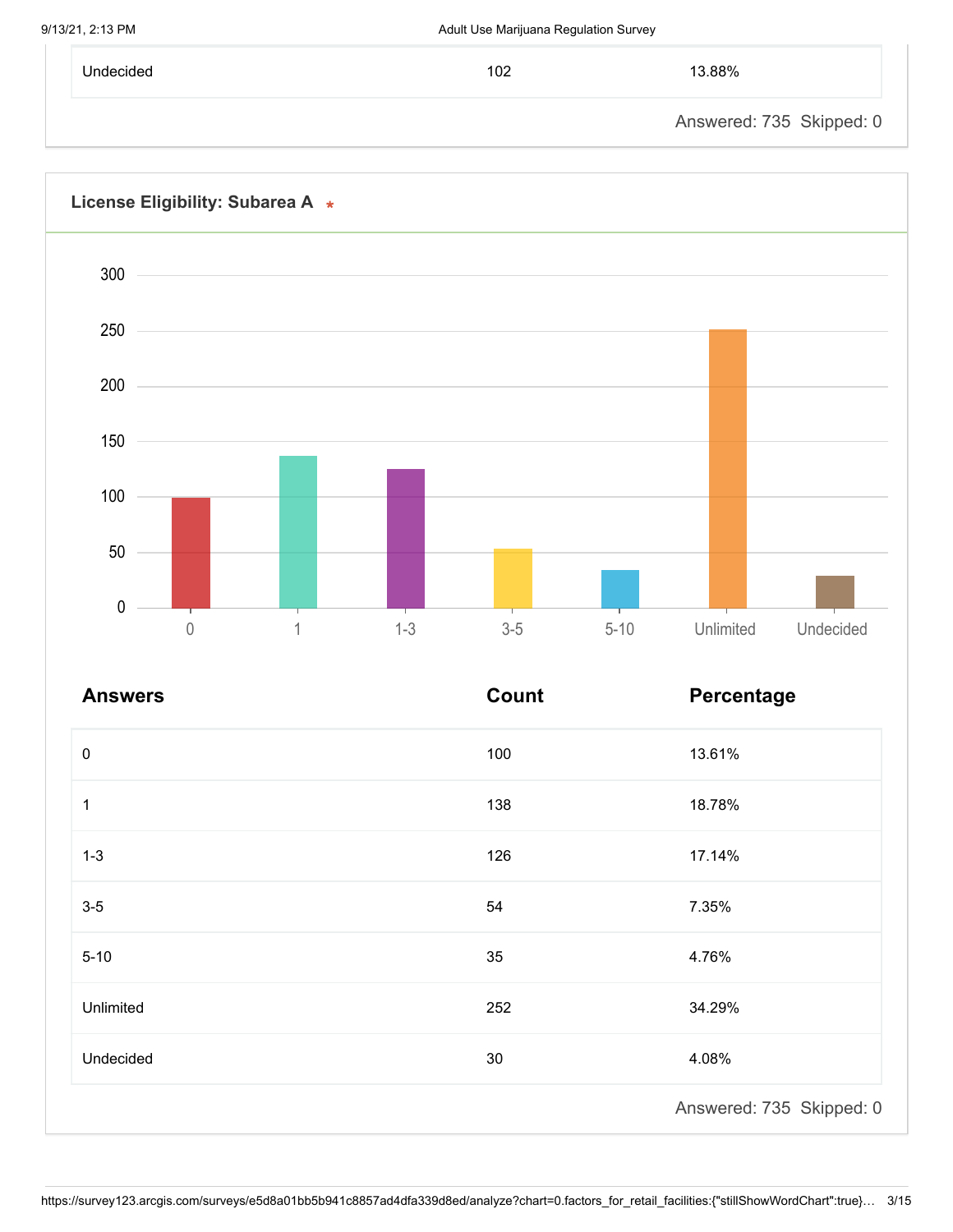| | | |
|---|---|---|
| Undecided | 102 | 13.88% |

Answered: 735 Skipped: 0

## License Eligibility: Subarea A *

| Answers | Count | Percentage |
|---|---|---|
| 0 | 100 | 13.61% |
| 1 | 138 | 18.78% |
| 1-3 | 126 | 17.14% |
| 3-5 | 54 | 7.35% |
| 5-10 | 35 | 4.76% |
| Unlimited | 252 | 34.29% |
| Undecided | 30 | 4.08% |

Answered: 735 Skipped: 0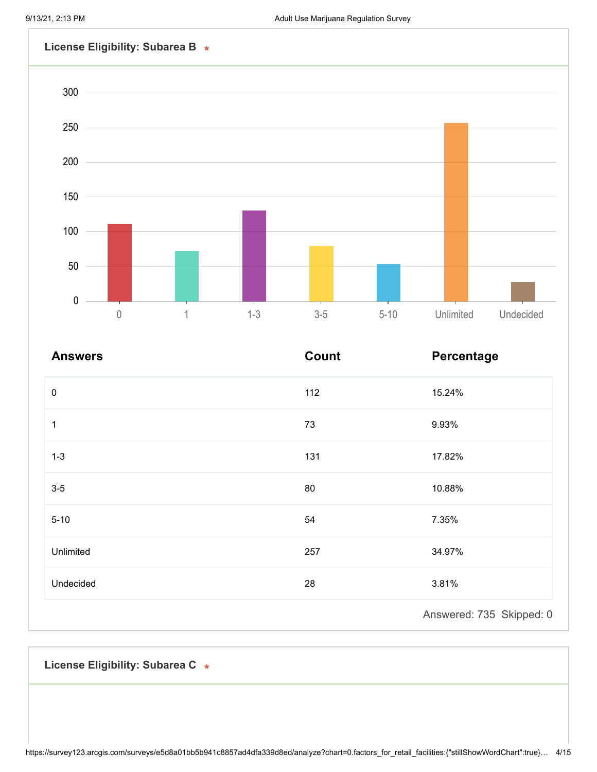## License Eligibility: Subarea B *

| Answers | Count | Percentage |
|---|---|---|
| 0 | 112 | 15.24% |
| 1 | 73 | 9.93% |
| 1-3 | 131 | 17.82% |
| 3-5 | 80 | 10.88% |
| 5-10 | 54 | 7.35% |
| Unlimited | 257 | 34.97% |
| Undecided | 28 | 3.81% |

Answered: 735 Skipped: 0

## License Eligibility: Subarea C *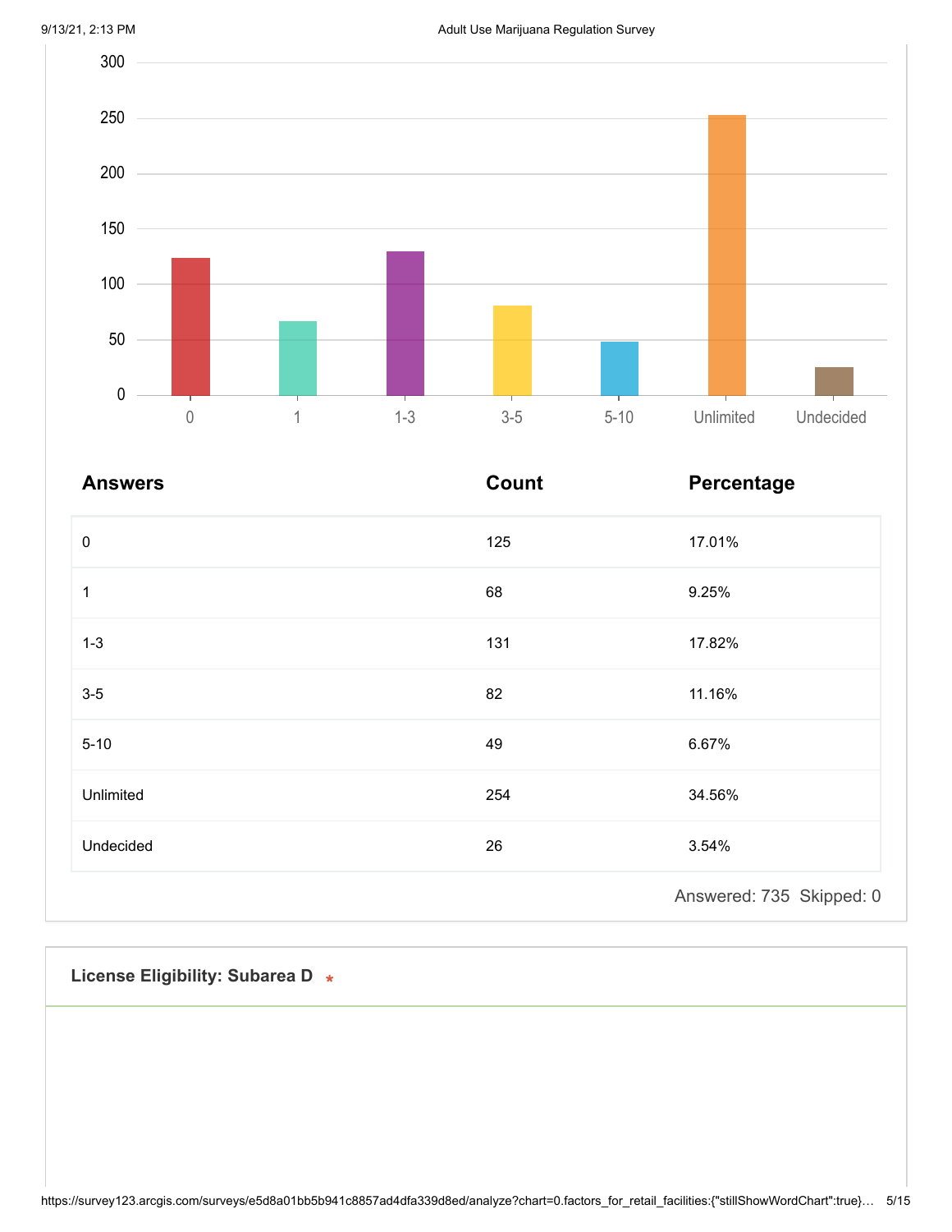| Answers | Count | Percentage |
| --- | --- | --- |
| 0 | 125 | 17.01% |
| 1 | 68 | 9.25% |
| 1-3 | 131 | 17.82% |
| 3-5 | 82 | 11.16% |
| 5-10 | 49 | 6.67% |
| Unlimited | 254 | 34.56% |
| Undecided | 26 | 3.54% |

Answered: 735 Skipped: 0

**License Eligibility: Subarea D** *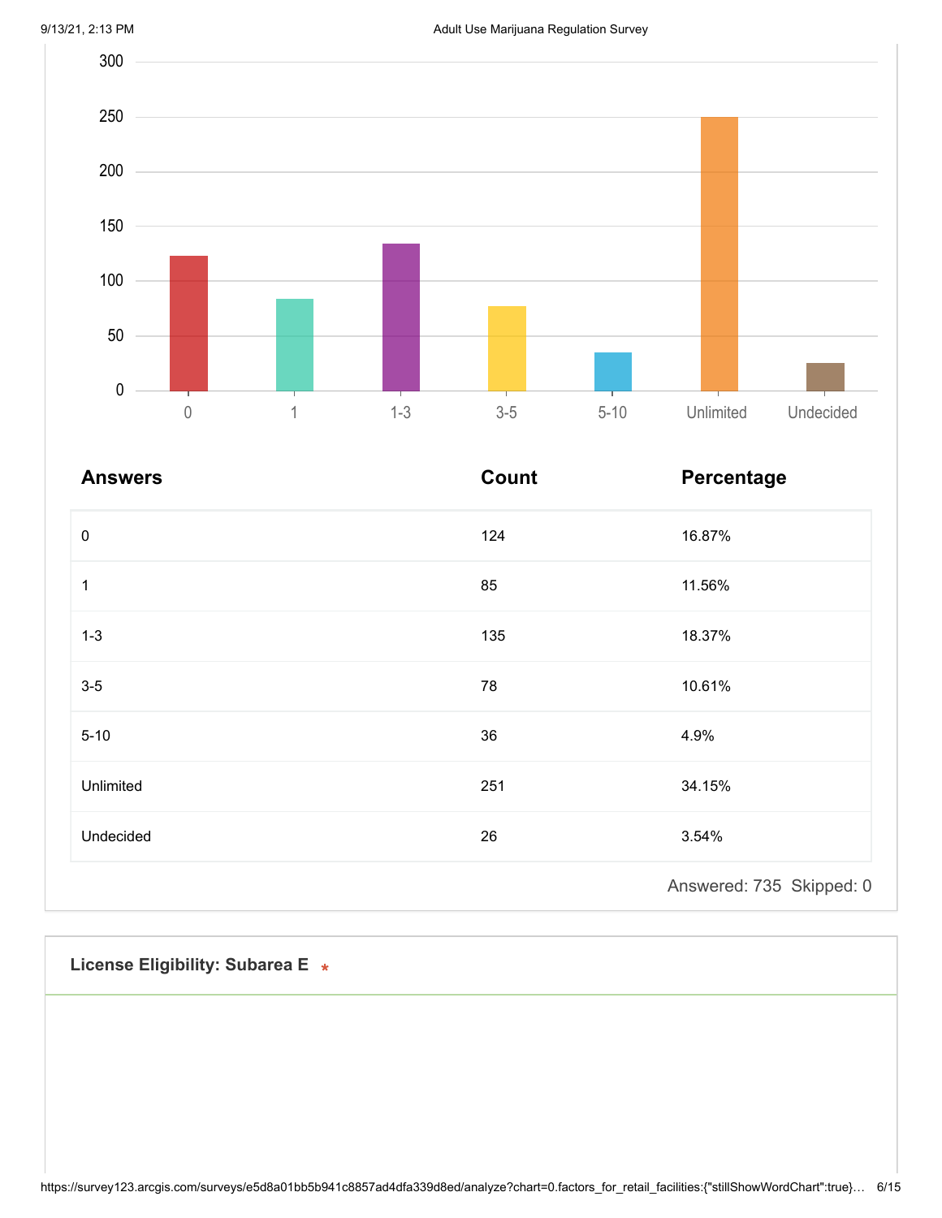| Answers | Count | Percentage |
| --- | --- | --- |
| 0 | 124 | 16.87% |
| 1 | 85 | 11.56% |
| 1-3 | 135 | 18.37% |
| 3-5 | 78 | 10.61% |
| 5-10 | 36 | 4.9% |
| Unlimited | 251 | 34.15% |
| Undecided | 26 | 3.54% |

Answered: 735 Skipped: 0

**License Eligibility: Subarea E** *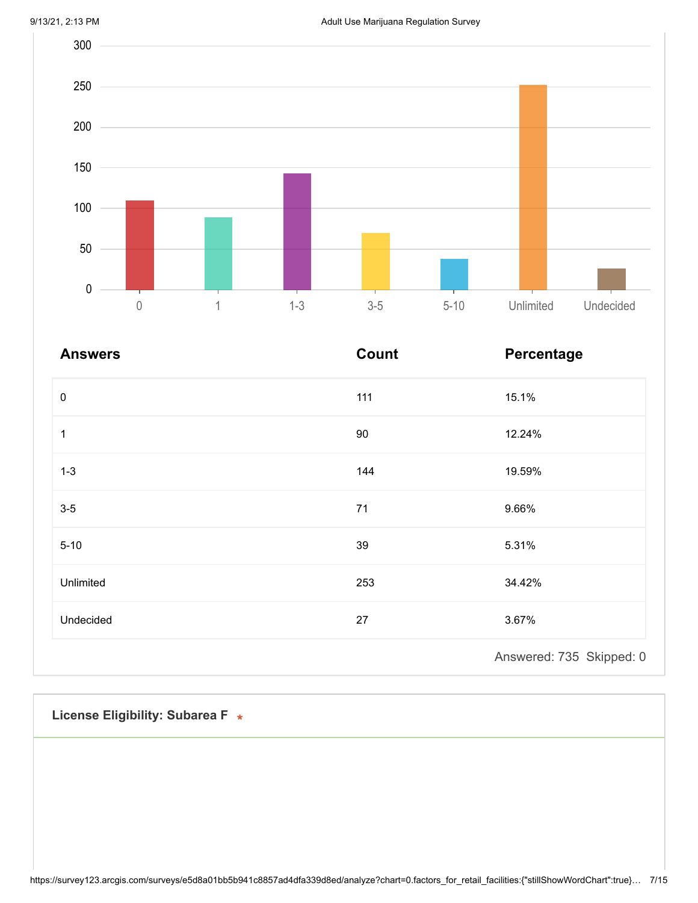| Answers | Count | Percentage |
| --- | --- | --- |
| 0 | 111 | 15.1% |
| 1 | 90 | 12.24% |
| 1-3 | 144 | 19.59% |
| 3-5 | 71 | 9.66% |
| 5-10 | 39 | 5.31% |
| Unlimited | 253 | 34.42% |
| Undecided | 27 | 3.67% |

Answered: 735 Skipped: 0

**License Eligibility: Subarea F** *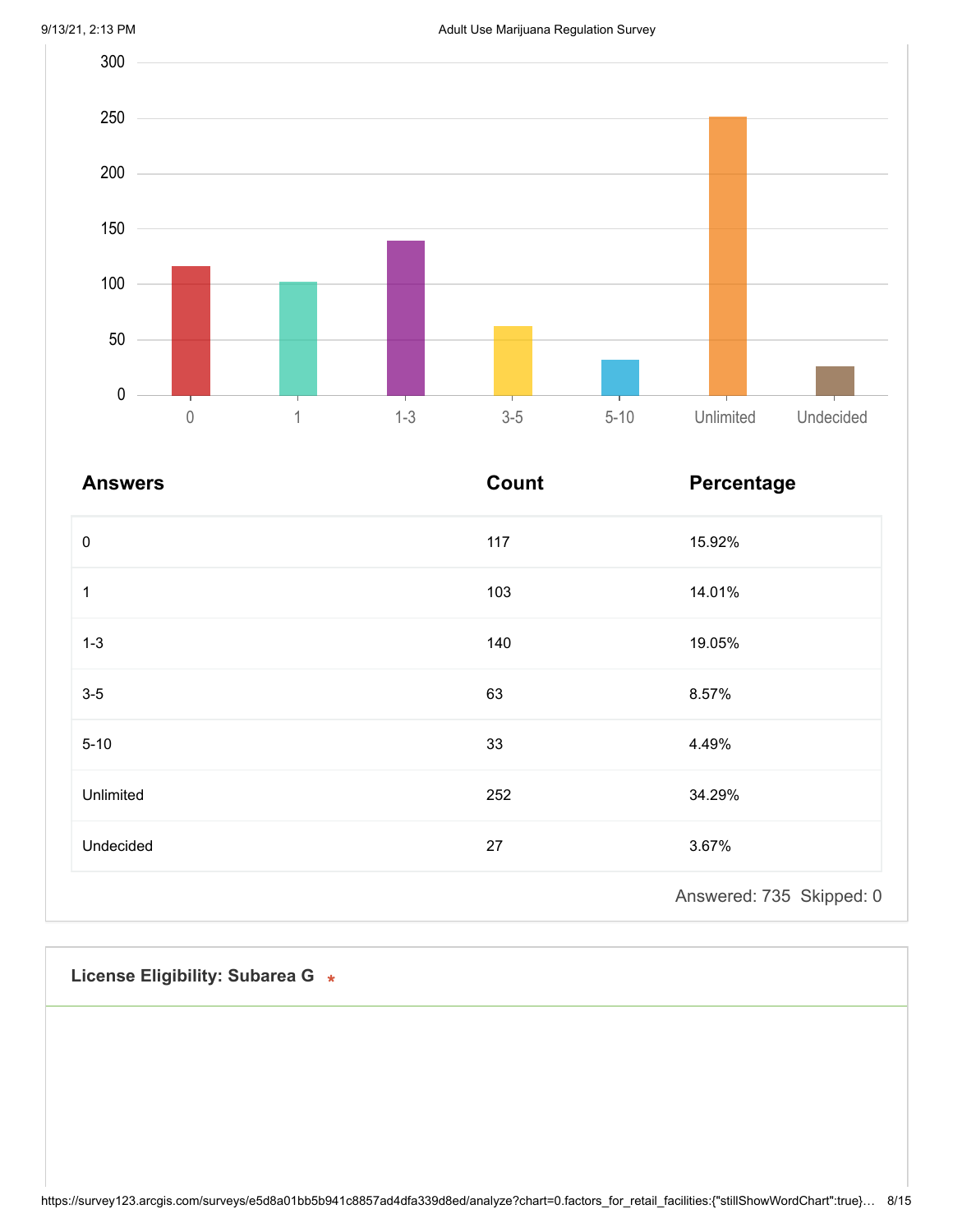| Answers | Count | Percentage |
|---|---|---|
| 0 | 117 | 15.92% |
| 1 | 103 | 14.01% |
| 1-3 | 140 | 19.05% |
| 3-5 | 63 | 8.57% |
| 5-10 | 33 | 4.49% |
| Unlimited | 252 | 34.29% |
| Undecided | 27 | 3.67% |

Answered: 735 Skipped: 0

**License Eligibility: Subarea G** *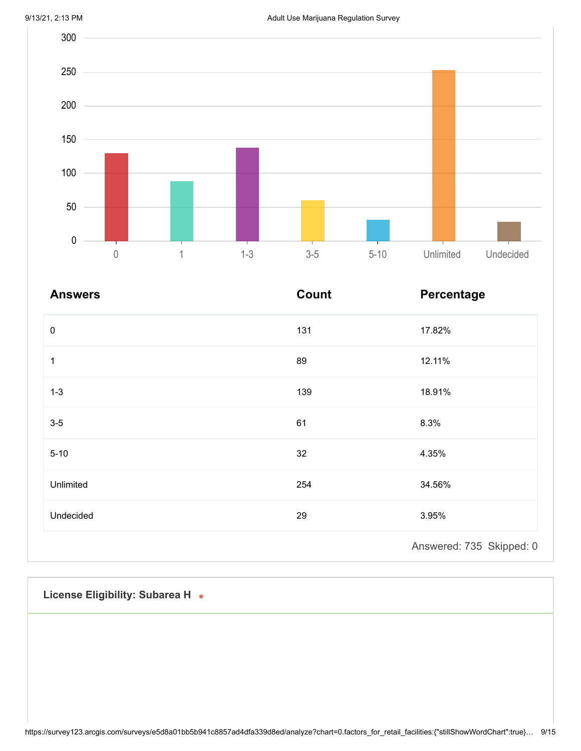| Answers | Count | Percentage |
|---|---|---|
| 0 | 131 | 17.82% |
| 1 | 89 | 12.11% |
| 1-3 | 139 | 18.91% |
| 3-5 | 61 | 8.3% |
| 5-10 | 32 | 4.35% |
| Unlimited | 254 | 34.56% |
| Undecided | 29 | 3.95% |

Answered: 735 Skipped: 0

**License Eligibility: Subarea H** *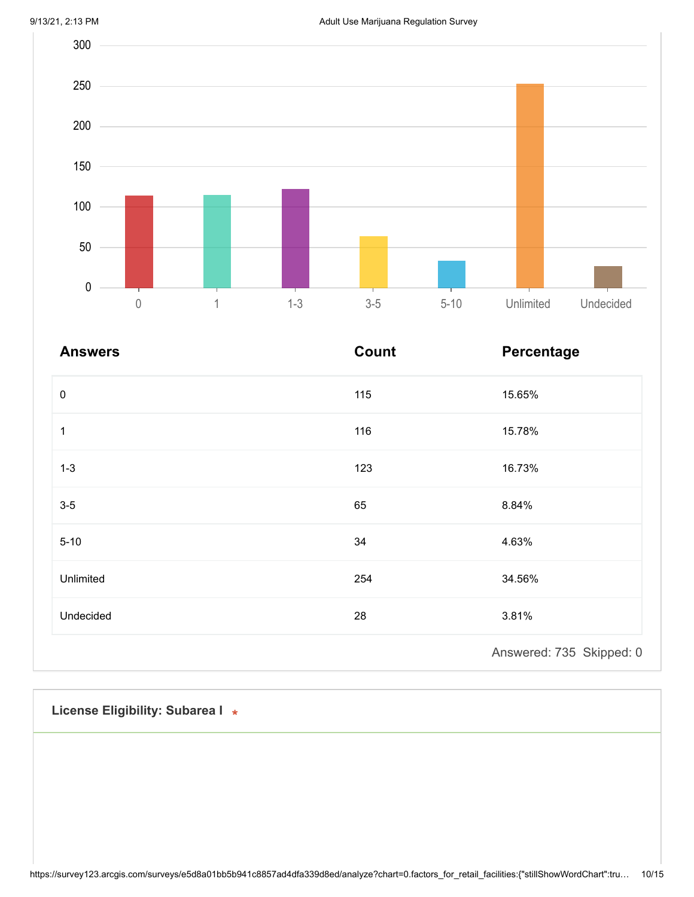| Answers | Count | Percentage |
|---|---|---|
| 0 | 115 | 15.65% |
| 1 | 116 | 15.78% |
| 1-3 | 123 | 16.73% |
| 3-5 | 65 | 8.84% |
| 5-10 | 34 | 4.63% |
| Unlimited | 254 | 34.56% |
| Undecided | 28 | 3.81% |

Answered: 735 Skipped: 0

## License Eligibility: Subarea I *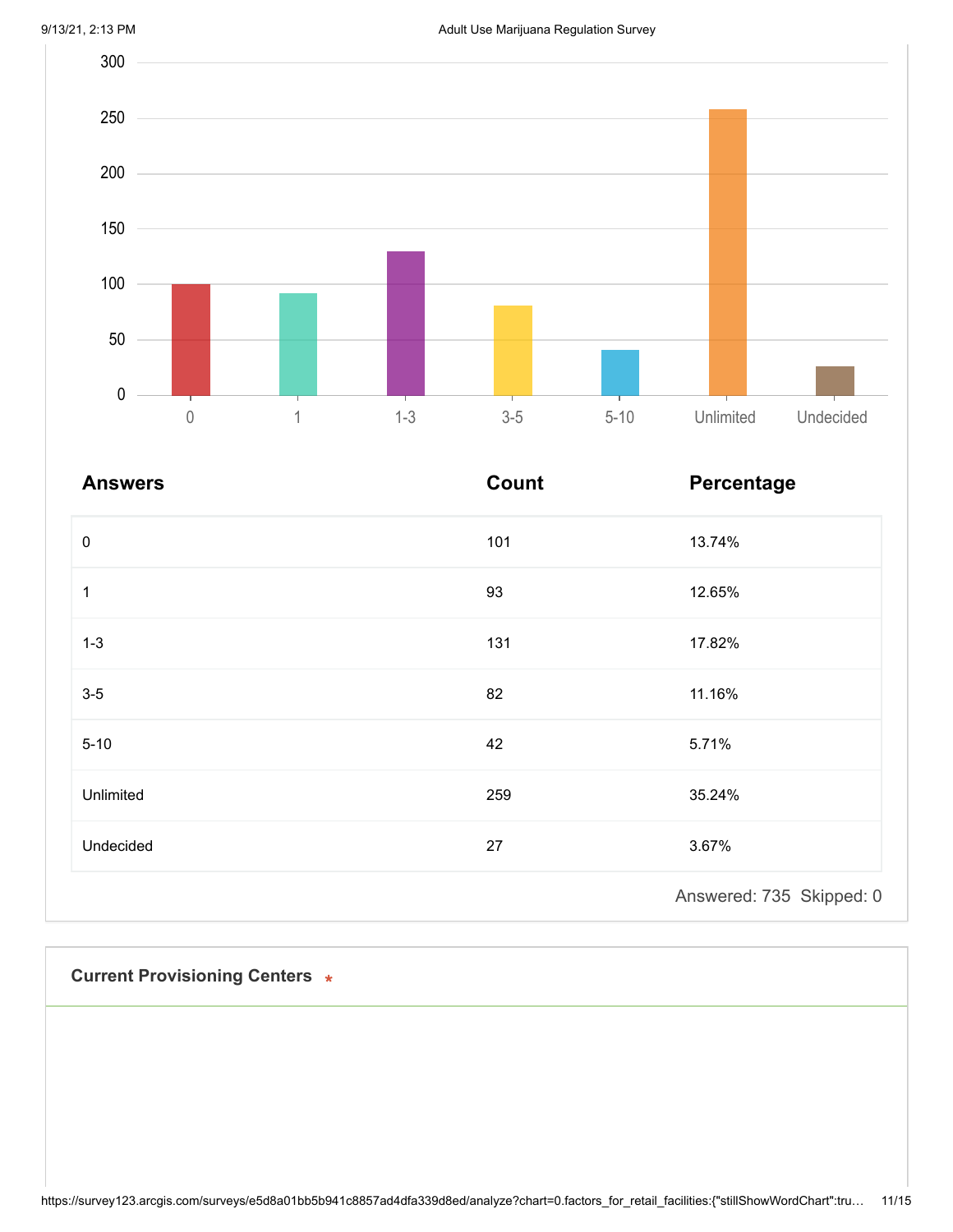| Answers | Count | Percentage |
|---|---|---|
| 0 | 101 | 13.74% |
| 1 | 93 | 12.65% |
| 1-3 | 131 | 17.82% |
| 3-5 | 82 | 11.16% |
| 5-10 | 42 | 5.71% |
| Unlimited | 259 | 35.24% |
| Undecided | 27 | 3.67% |

Answered: 735 Skipped: 0

### Current Provisioning Centers *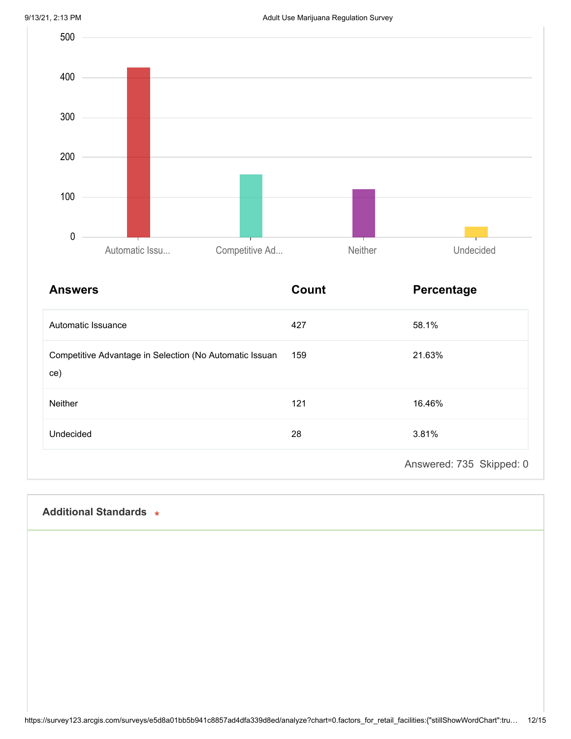| Answers | Count | Percentage |
|---|---|---|
| Automatic Issuance | 427 | 58.1% |
| Competitive Advantage in Selection (No Automatic Issuance) | 159 | 21.63% |
| Neither | 121 | 16.46% |
| Undecided | 28 | 3.81% |

Answered: 735 Skipped: 0

## Additional Standards *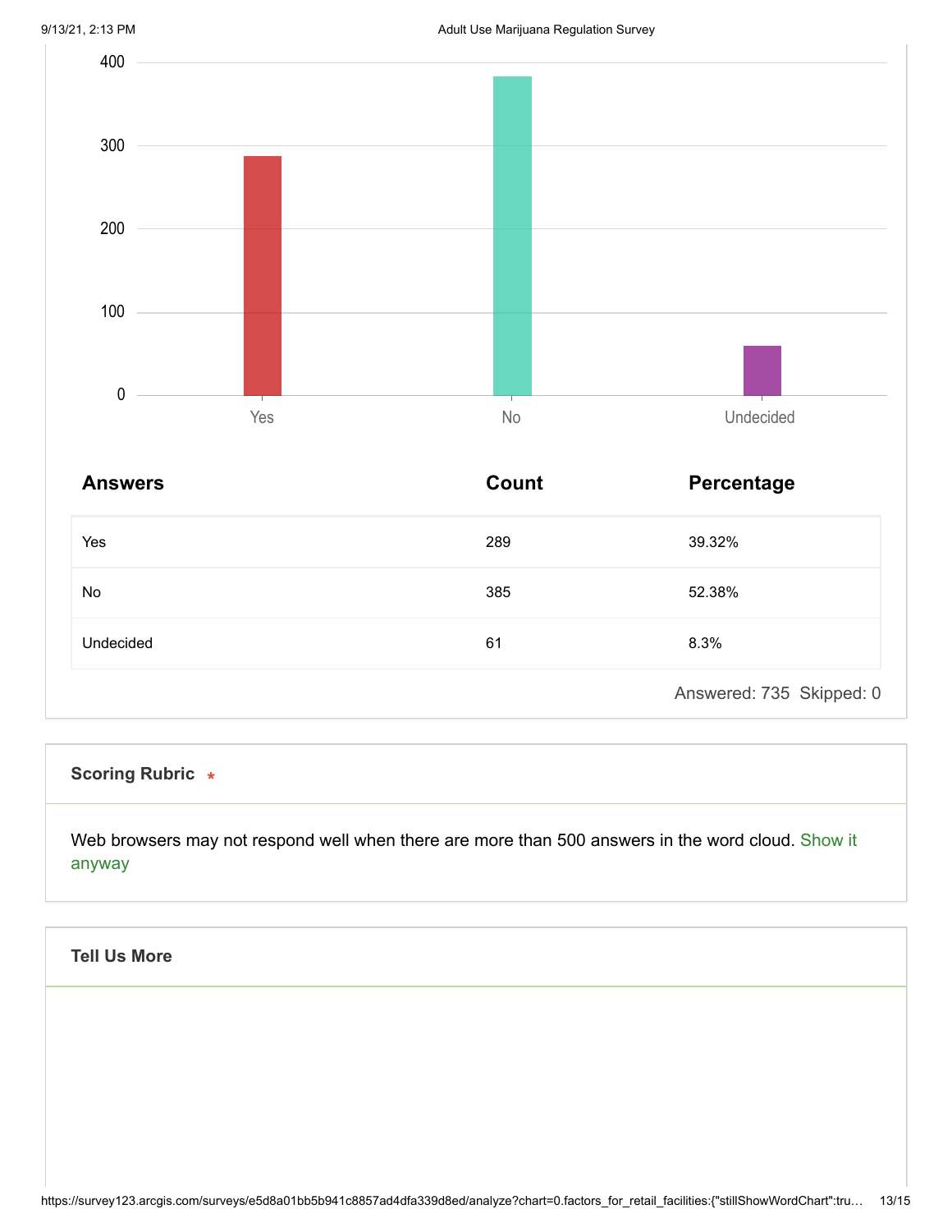| Answers | Count | Percentage |
|---|---|---|
| Yes | 289 | 39.32% |
| No | 385 | 52.38% |
| Undecided | 61 | 8.3% |

Answered: 735 Skipped: 0

**Scoring Rubric** *

Web browsers may not respond well when there are more than 500 answers in the word cloud. Show it anyway

**Tell Us More**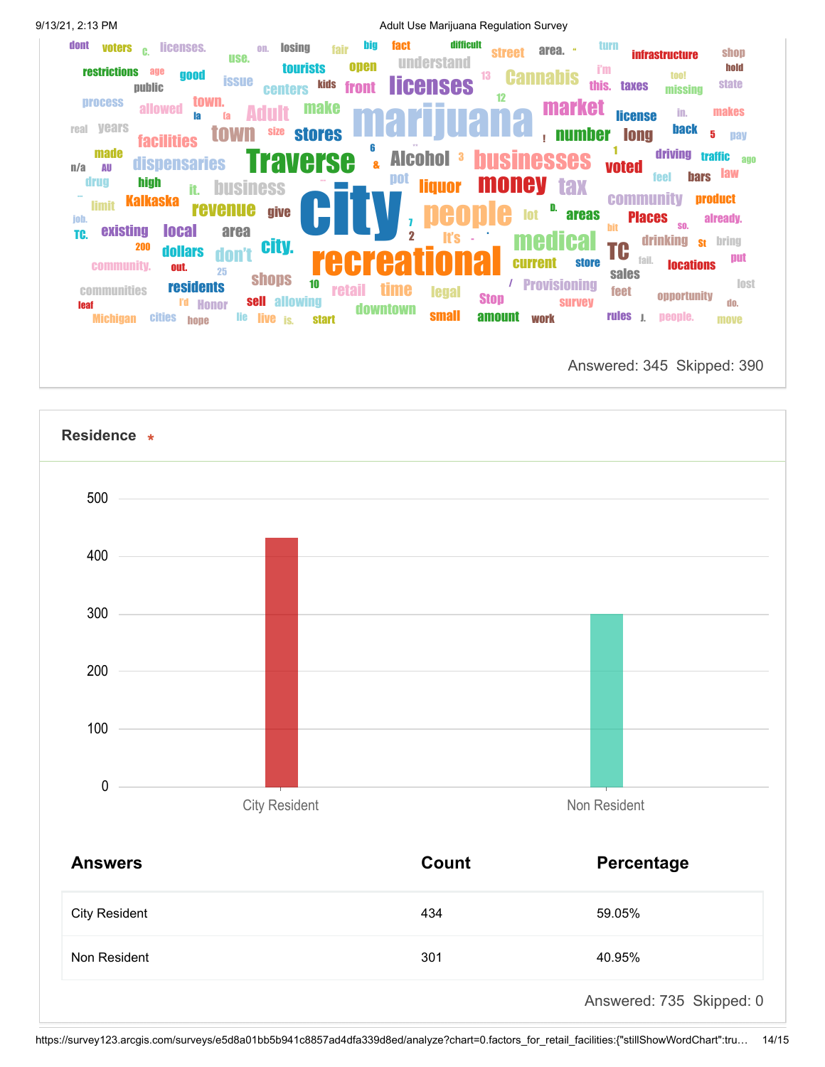Answered: 345  Skipped: 390

## Residence *

| Answers | Count | Percentage |
| --- | --- | --- |
| City Resident | 434 | 59.05% |
| Non Resident | 301 | 40.95% |

Answered: 735  Skipped: 0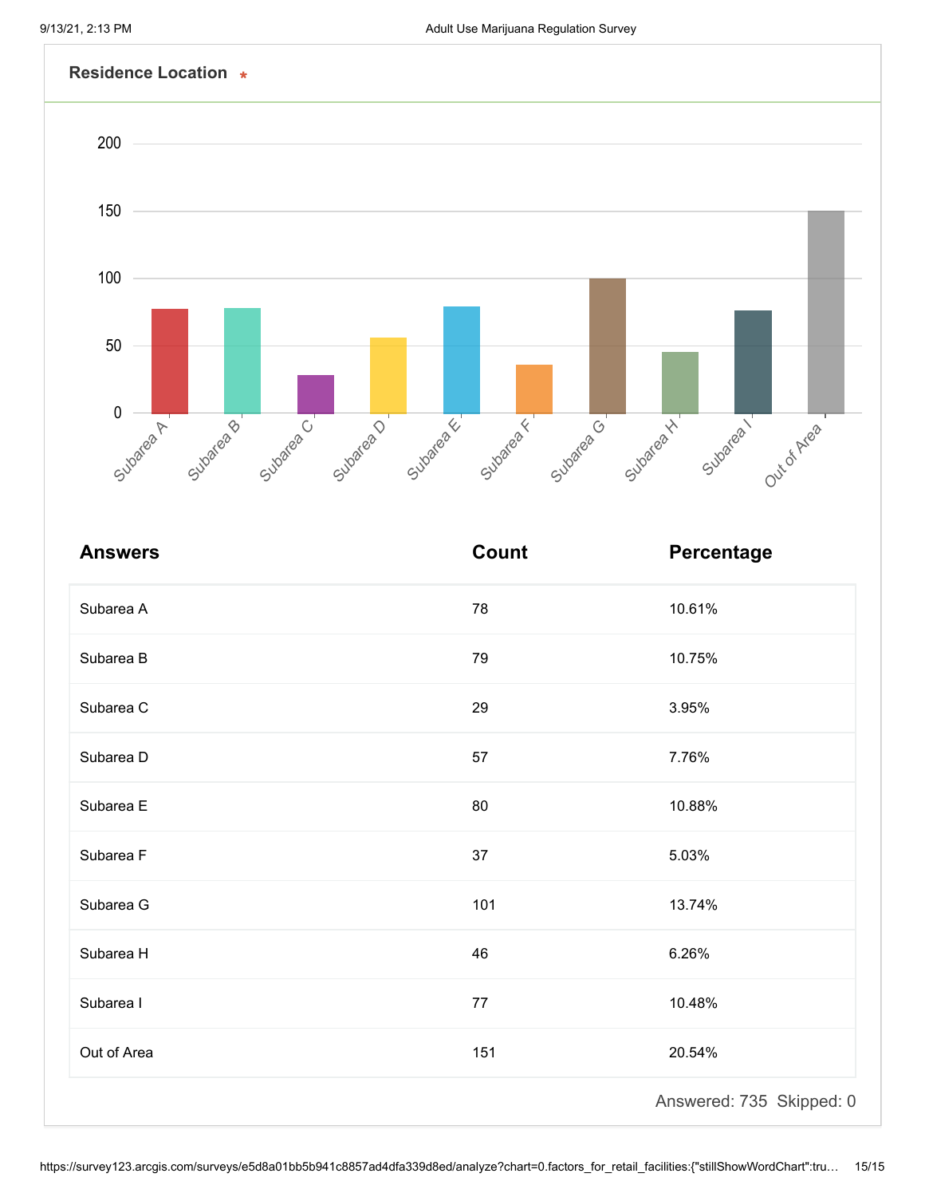## Residence Location *

200
150
100
50
0

Subarea A
Subarea B
Subarea C
Subarea D
Subarea E
Subarea F
Subarea G
Subarea H
Subarea I
Out of Area

| Answers | Count | Percentage |
|---|---|---|
| Subarea A | 78 | 10.61% |
| Subarea B | 79 | 10.75% |
| Subarea C | 29 | 3.95% |
| Subarea D | 57 | 7.76% |
| Subarea E | 80 | 10.88% |
| Subarea F | 37 | 5.03% |
| Subarea G | 101 | 13.74% |
| Subarea H | 46 | 6.26% |
| Subarea I | 77 | 10.48% |
| Out of Area | 151 | 20.54% |

Answered: 735 Skipped: 0